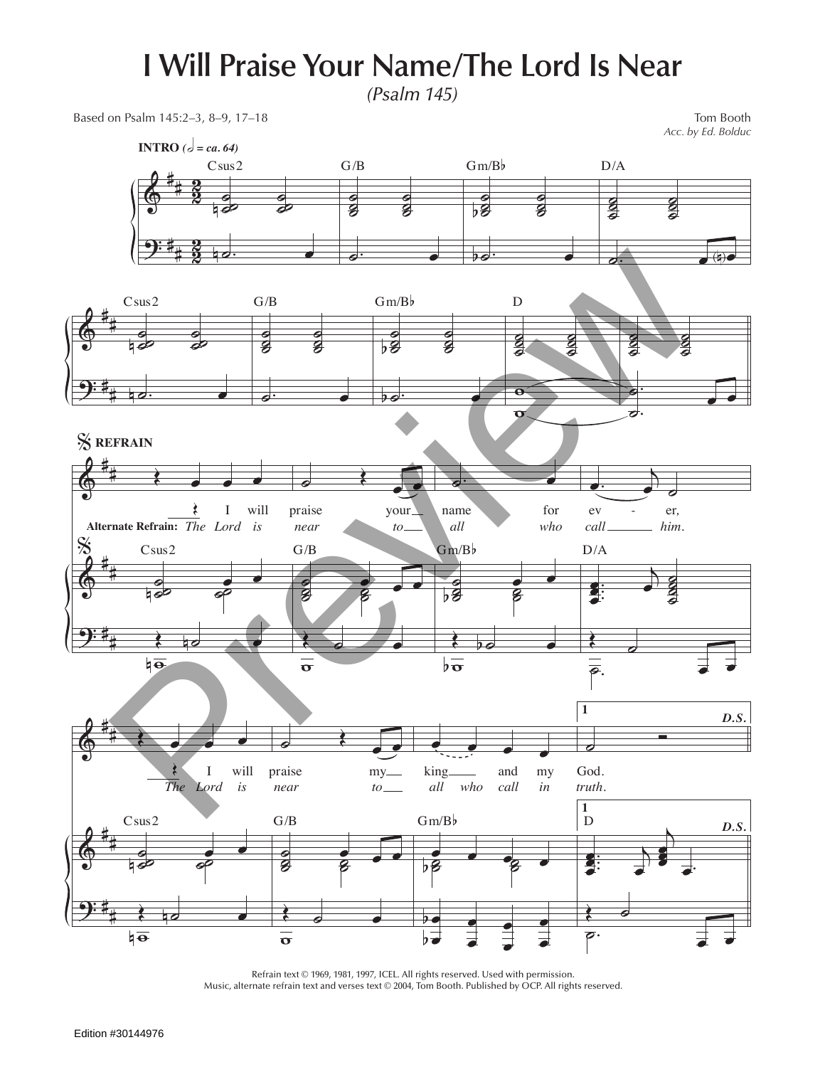# I Will Praise Your Name/The Lord Is Near

*(Psalm 145)*

Based on Psalm 145:2–3, 8–9, 17–18

Tom Booth
*Acc. by Ed. Bolduc*

**INTRO** *(𝅗𝅥 = ca. 64)*

Csus2 G/B Gm/B♭ D/A

Csus2 G/B Gm/B♭ D

**REFRAIN**

I will praise your name for ev - er,
**Alternate Refrain:** *The Lord is near to all who call him.*

Csus2 G/B Gm/B♭ D/A

I will praise my king and my God.
*The Lord is near to all who call in truth.*

Csus2 G/B Gm/B♭ **1** D ***D.S.***

Refrain text © 1969, 1981, 1997, ICEL. All rights reserved. Used with permission.
Music, alternate refrain text and verses text © 2004, Tom Booth. Published by OCP. All rights reserved.

Edition #30144976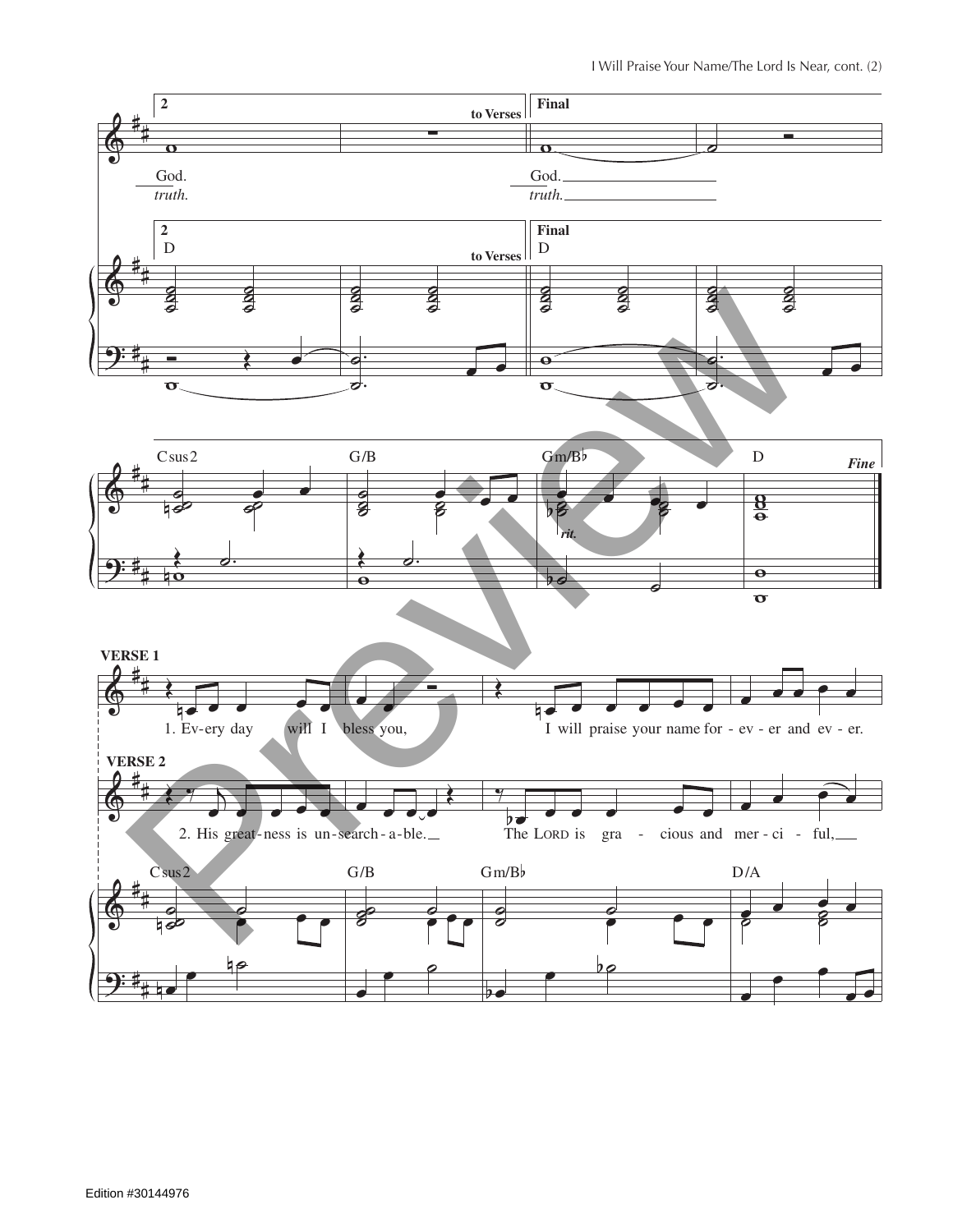2 — to Verses — Final

God. — God.

*truth.* — *truth.*

D — D

Csus2 — G/B — Gm/B♭ — D — *rit.* — *Fine*

**VERSE 1**

1. Ev-ery day will I bless you, I will praise your name for - ev - er and ev - er.

**VERSE 2**

2. His great-ness is un-search-a-ble. The LORD is gra - cious and mer - ci - ful,

Csus2 — G/B — Gm/B♭ — D/A

Edition #30144976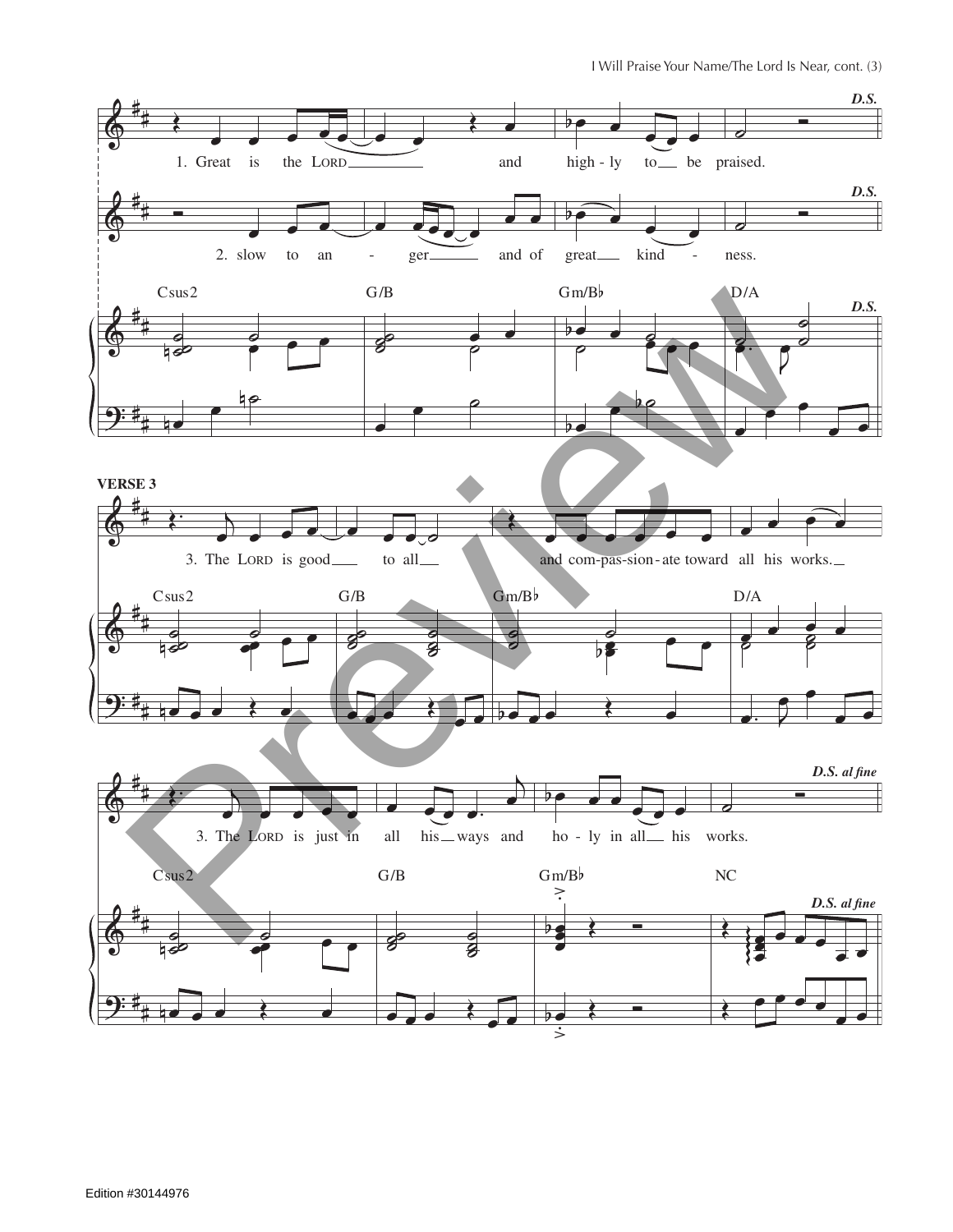D.S.

1. Great is the LORD and high - ly to be praised.

2. slow to an - ger and of great kind - ness.

Csus2 G/B Gm/B♭ D/A

**VERSE 3**

3. The LORD is good to all and com-pas-sion-ate toward all his works.

Csus2 G/B Gm/B♭ D/A

3. The LORD is just in all his ways and ho - ly in all his works.

Csus2 G/B Gm/B♭ NC

D.S. al fine

Edition #30144976